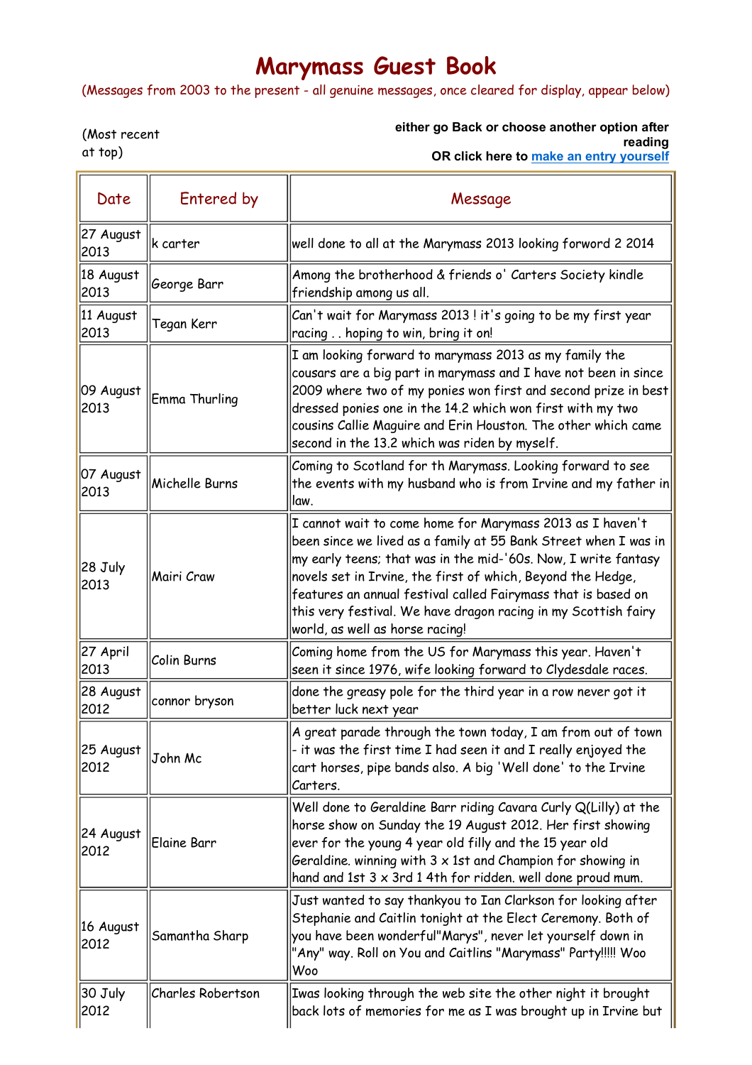# Marymass Guest Book

(Messages from 2003 to the present - all genuine messages, once cleared for display, appear below)

(Most recent at top)

**either go Back or choose another option after reading**
**OR click here to make an entry yourself**

| Date | Entered by | Message |
|---|---|---|
| 27 August 2013 | k carter | well done to all at the Marymass 2013 looking forword 2 2014 |
| 18 August 2013 | George Barr | Among the brotherhood & friends o' Carters Society kindle friendship among us all. |
| 11 August 2013 | Tegan Kerr | Can't wait for Marymass 2013 ! it's going to be my first year racing . . hoping to win, bring it on! |
| 09 August 2013 | Emma Thurling | I am looking forward to marymass 2013 as my family the cousars are a big part in marymass and I have not been in since 2009 where two of my ponies won first and second prize in best dressed ponies one in the 14.2 which won first with my two cousins Callie Maguire and Erin Houston. The other which came second in the 13.2 which was riden by myself. |
| 07 August 2013 | Michelle Burns | Coming to Scotland for th Marymass. Looking forward to see the events with my husband who is from Irvine and my father in law. |
| 28 July 2013 | Mairi Craw | I cannot wait to come home for Marymass 2013 as I haven't been since we lived as a family at 55 Bank Street when I was in my early teens; that was in the mid-'60s. Now, I write fantasy novels set in Irvine, the first of which, Beyond the Hedge, features an annual festival called Fairymass that is based on this very festival. We have dragon racing in my Scottish fairy world, as well as horse racing! |
| 27 April 2013 | Colin Burns | Coming home from the US for Marymass this year. Haven't seen it since 1976, wife looking forward to Clydesdale races. |
| 28 August 2012 | connor bryson | done the greasy pole for the third year in a row never got it better luck next year |
| 25 August 2012 | John Mc | A great parade through the town today, I am from out of town - it was the first time I had seen it and I really enjoyed the cart horses, pipe bands also. A big 'Well done' to the Irvine Carters. |
| 24 August 2012 | Elaine Barr | Well done to Geraldine Barr riding Cavara Curly Q(Lilly) at the horse show on Sunday the 19 August 2012. Her first showing ever for the young 4 year old filly and the 15 year old Geraldine. winning with 3 x 1st and Champion for showing in hand and 1st 3 x 3rd 1 4th for ridden. well done proud mum. |
| 16 August 2012 | Samantha Sharp | Just wanted to say thankyou to Ian Clarkson for looking after Stephanie and Caitlin tonight at the Elect Ceremony. Both of you have been wonderful"Marys", never let yourself down in "Any" way. Roll on You and Caitlins "Marymass" Party!!!!! Woo Woo |
| 30 July 2012 | Charles Robertson | Iwas looking through the web site the other night it brought back lots of memories for me as I was brought up in Irvine but |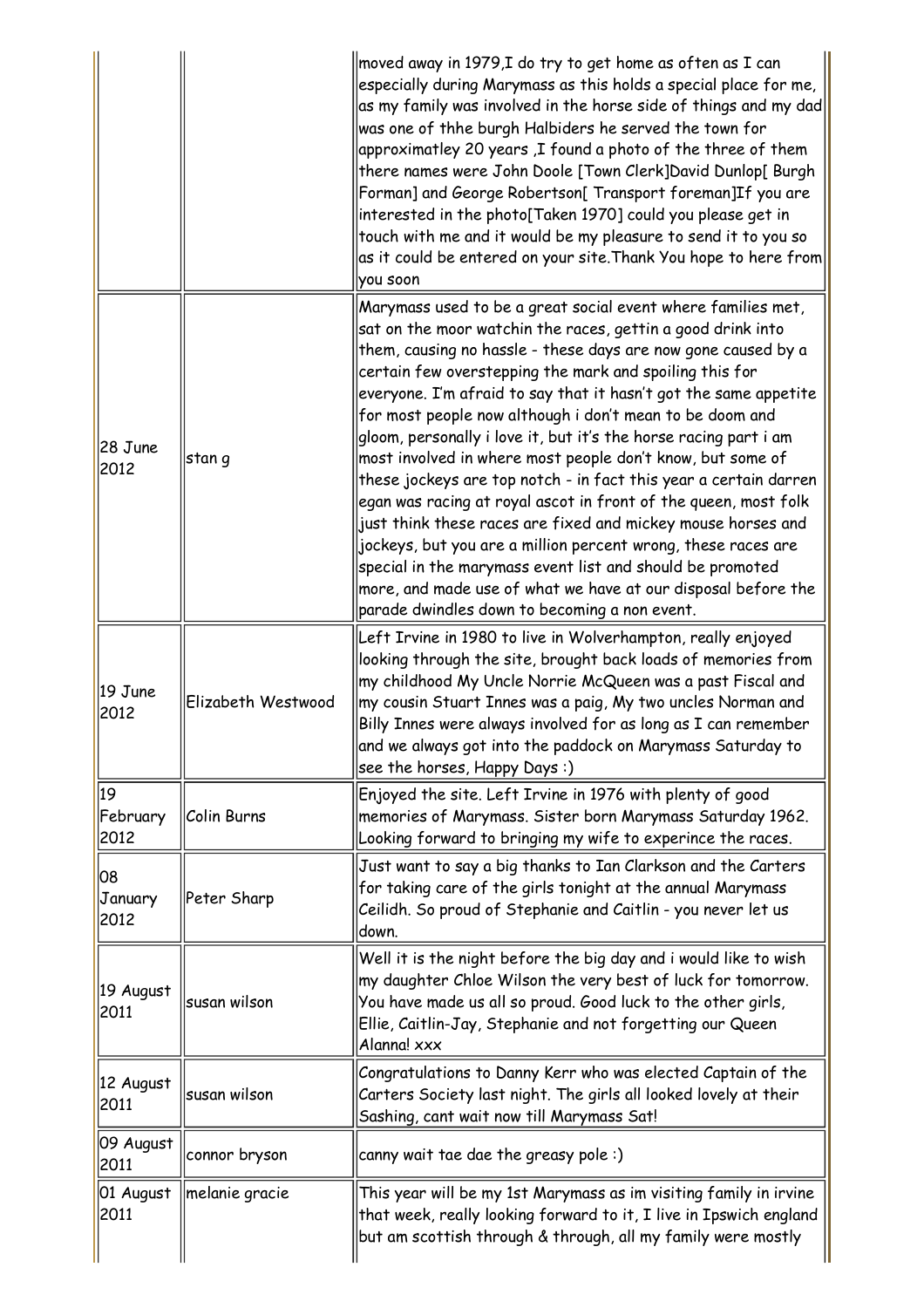| | | |
|---|---|---|
| | | moved away in 1979,I do try to get home as often as I can especially during Marymass as this holds a special place for me, as my family was involved in the horse side of things and my dad was one of thhe burgh Halbiders he served the town for approximatley 20 years ,I found a photo of the three of them there names were John Doole [Town Clerk]David Dunlop[ Burgh Forman] and George Robertson[ Transport foreman]If you are interested in the photo[Taken 1970] could you please get in touch with me and it would be my pleasure to send it to you so as it could be entered on your site.Thank You hope to here from you soon |
| 28 June 2012 | stan g | Marymass used to be a great social event where families met, sat on the moor watchin the races, gettin a good drink into them, causing no hassle - these days are now gone caused by a certain few overstepping the mark and spoiling this for everyone. I'm afraid to say that it hasn't got the same appetite for most people now although i don't mean to be doom and gloom, personally i love it, but it's the horse racing part i am most involved in where most people don't know, but some of these jockeys are top notch - in fact this year a certain darren egan was racing at royal ascot in front of the queen, most folk just think these races are fixed and mickey mouse horses and jockeys, but you are a million percent wrong, these races are special in the marymass event list and should be promoted more, and made use of what we have at our disposal before the parade dwindles down to becoming a non event. |
| 19 June 2012 | Elizabeth Westwood | Left Irvine in 1980 to live in Wolverhampton, really enjoyed looking through the site, brought back loads of memories from my childhood My Uncle Norrie McQueen was a past Fiscal and my cousin Stuart Innes was a paig, My two uncles Norman and Billy Innes were always involved for as long as I can remember and we always got into the paddock on Marymass Saturday to see the horses, Happy Days :) |
| 19 February 2012 | Colin Burns | Enjoyed the site. Left Irvine in 1976 with plenty of good memories of Marymass. Sister born Marymass Saturday 1962. Looking forward to bringing my wife to experince the races. |
| 08 January 2012 | Peter Sharp | Just want to say a big thanks to Ian Clarkson and the Carters for taking care of the girls tonight at the annual Marymass Ceilidh. So proud of Stephanie and Caitlin - you never let us down. |
| 19 August 2011 | susan wilson | Well it is the night before the big day and i would like to wish my daughter Chloe Wilson the very best of luck for tomorrow. You have made us all so proud. Good luck to the other girls, Ellie, Caitlin-Jay, Stephanie and not forgetting our Queen Alanna! xxx |
| 12 August 2011 | susan wilson | Congratulations to Danny Kerr who was elected Captain of the Carters Society last night. The girls all looked lovely at their Sashing, cant wait now till Marymass Sat! |
| 09 August 2011 | connor bryson | canny wait tae dae the greasy pole :) |
| 01 August 2011 | melanie gracie | This year will be my 1st Marymass as im visiting family in irvine that week, really looking forward to it, I live in Ipswich england but am scottish through & through, all my family were mostly |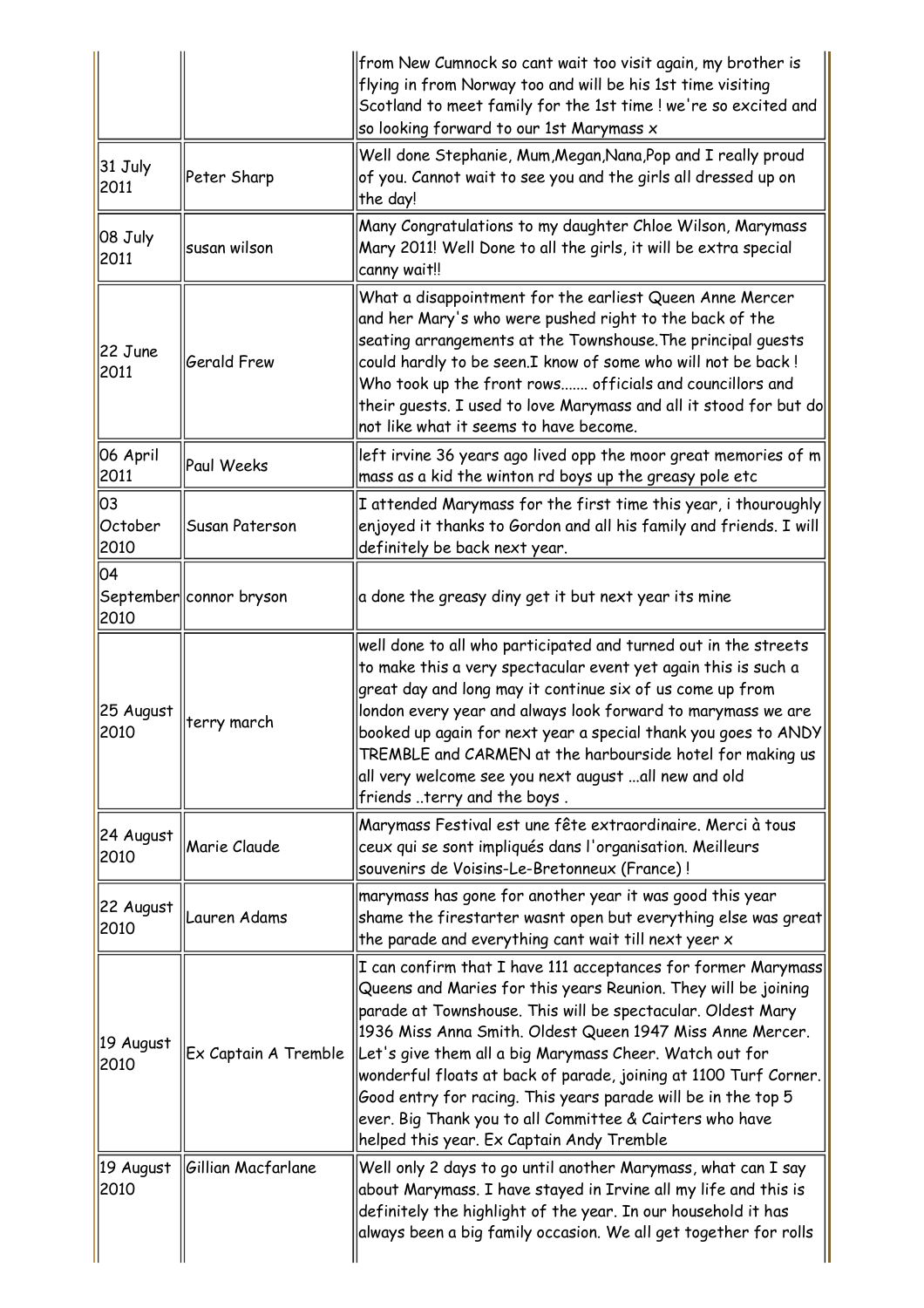| | | |
|---|---|---|
| | | from New Cumnock so cant wait too visit again, my brother is flying in from Norway too and will be his 1st time visiting Scotland to meet family for the 1st time ! we're so excited and so looking forward to our 1st Marymass x |
| 31 July 2011 | Peter Sharp | Well done Stephanie, Mum,Megan,Nana,Pop and I really proud of you. Cannot wait to see you and the girls all dressed up on the day! |
| 08 July 2011 | susan wilson | Many Congratulations to my daughter Chloe Wilson, Marymass Mary 2011! Well Done to all the girls, it will be extra special canny wait!! |
| 22 June 2011 | Gerald Frew | What a disappointment for the earliest Queen Anne Mercer and her Mary's who were pushed right to the back of the seating arrangements at the Townshouse.The principal guests could hardly to be seen.I know of some who will not be back ! Who took up the front rows....... officials and councillors and their guests. I used to love Marymass and all it stood for but do not like what it seems to have become. |
| 06 April 2011 | Paul Weeks | left irvine 36 years ago lived opp the moor great memories of m mass as a kid the winton rd boys up the greasy pole etc |
| 03 October 2010 | Susan Paterson | I attended Marymass for the first time this year, i thouroughly enjoyed it thanks to Gordon and all his family and friends. I will definitely be back next year. |
| 04 September 2010 | connor bryson | a done the greasy diny get it but next year its mine |
| 25 August 2010 | terry march | well done to all who participated and turned out in the streets to make this a very spectacular event yet again this is such a great day and long may it continue six of us come up from london every year and always look forward to marymass we are booked up again for next year a special thank you goes to ANDY TREMBLE and CARMEN at the harbourside hotel for making us all very welcome see you next august ...all new and old friends ..terry and the boys . |
| 24 August 2010 | Marie Claude | Marymass Festival est une fête extraordinaire. Merci à tous ceux qui se sont impliqués dans l'organisation. Meilleurs souvenirs de Voisins-Le-Bretonneux (France) ! |
| 22 August 2010 | Lauren Adams | marymass has gone for another year it was good this year shame the firestarter wasnt open but everything else was great the parade and everything cant wait till next yeer x |
| 19 August 2010 | Ex Captain A Tremble | I can confirm that I have 111 acceptances for former Marymass Queens and Maries for this years Reunion. They will be joining parade at Townshouse. This will be spectacular. Oldest Mary 1936 Miss Anna Smith. Oldest Queen 1947 Miss Anne Mercer. Let's give them all a big Marymass Cheer. Watch out for wonderful floats at back of parade, joining at 1100 Turf Corner. Good entry for racing. This years parade will be in the top 5 ever. Big Thank you to all Committee & Cairters who have helped this year. Ex Captain Andy Tremble |
| 19 August 2010 | Gillian Macfarlane | Well only 2 days to go until another Marymass, what can I say about Marymass. I have stayed in Irvine all my life and this is definitely the highlight of the year. In our household it has always been a big family occasion. We all get together for rolls |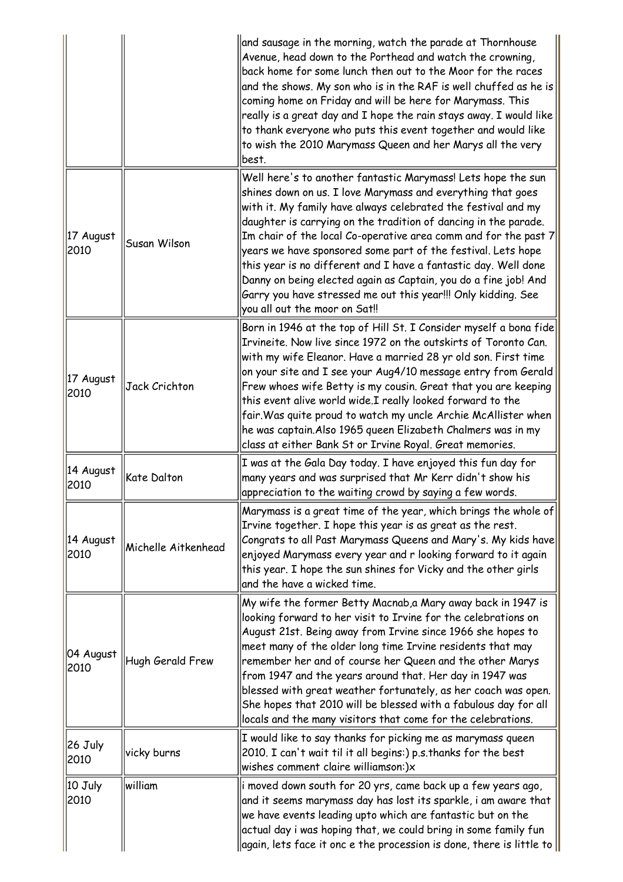| | | |
|---|---|---|
| | | and sausage in the morning, watch the parade at Thornhouse Avenue, head down to the Porthead and watch the crowning, back home for some lunch then out to the Moor for the races and the shows. My son who is in the RAF is well chuffed as he is coming home on Friday and will be here for Marymass. This really is a great day and I hope the rain stays away. I would like to thank everyone who puts this event together and would like to wish the 2010 Marymass Queen and her Marys all the very best. |
| 17 August 2010 | Susan Wilson | Well here's to another fantastic Marymass! Lets hope the sun shines down on us. I love Marymass and everything that goes with it. My family have always celebrated the festival and my daughter is carrying on the tradition of dancing in the parade. Im chair of the local Co-operative area comm and for the past 7 years we have sponsored some part of the festival. Lets hope this year is no different and I have a fantastic day. Well done Danny on being elected again as Captain, you do a fine job! And Garry you have stressed me out this year!!! Only kidding. See you all out the moor on Sat!! |
| 17 August 2010 | Jack Crichton | Born in 1946 at the top of Hill St. I Consider myself a bona fide Irvineite. Now live since 1972 on the outskirts of Toronto Can. with my wife Eleanor. Have a married 28 yr old son. First time on your site and I see your Aug4/10 message entry from Gerald Frew whoes wife Betty is my cousin. Great that you are keeping this event alive world wide.I really looked forward to the fair.Was quite proud to watch my uncle Archie McAllister when he was captain.Also 1965 queen Elizabeth Chalmers was in my class at either Bank St or Irvine Royal. Great memories. |
| 14 August 2010 | Kate Dalton | I was at the Gala Day today. I have enjoyed this fun day for many years and was surprised that Mr Kerr didn't show his appreciation to the waiting crowd by saying a few words. |
| 14 August 2010 | Michelle Aitkenhead | Marymass is a great time of the year, which brings the whole of Irvine together. I hope this year is as great as the rest. Congrats to all Past Marymass Queens and Mary's. My kids have enjoyed Marymass every year and r looking forward to it again this year. I hope the sun shines for Vicky and the other girls and the have a wicked time. |
| 04 August 2010 | Hugh Gerald Frew | My wife the former Betty Macnab,a Mary away back in 1947 is looking forward to her visit to Irvine for the celebrations on August 21st. Being away from Irvine since 1966 she hopes to meet many of the older long time Irvine residents that may remember her and of course her Queen and the other Marys from 1947 and the years around that. Her day in 1947 was blessed with great weather fortunately, as her coach was open. She hopes that 2010 will be blessed with a fabulous day for all locals and the many visitors that come for the celebrations. |
| 26 July 2010 | vicky burns | I would like to say thanks for picking me as marymass queen 2010. I can't wait til it all begins:) p.s.thanks for the best wishes comment claire williamson:)x |
| 10 July 2010 | william | i moved down south for 20 yrs, came back up a few years ago, and it seems marymass day has lost its sparkle, i am aware that we have events leading upto which are fantastic but on the actual day i was hoping that, we could bring in some family fun again, lets face it onc e the procession is done, there is little to |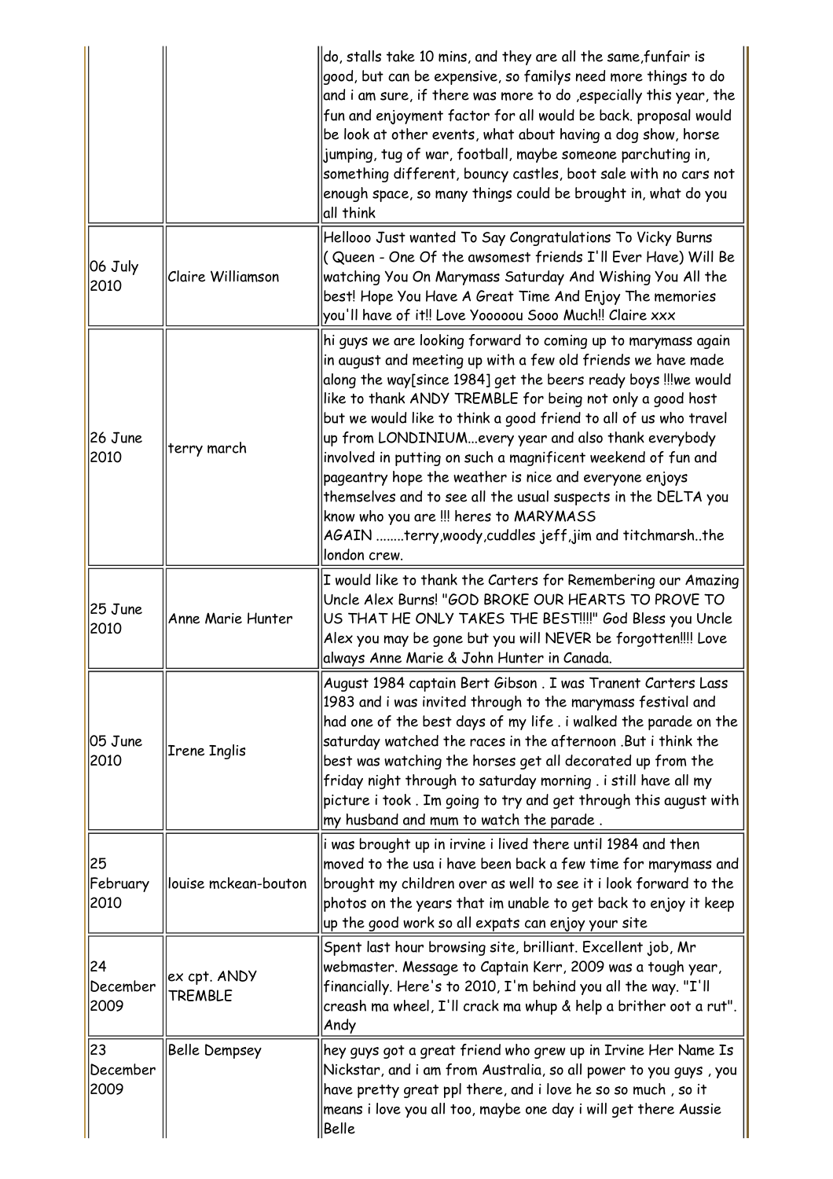| | | |
|---|---|---|
| | | do, stalls take 10 mins, and they are all the same,funfair is good, but can be expensive, so familys need more things to do and i am sure, if there was more to do ,especially this year, the fun and enjoyment factor for all would be back. proposal would be look at other events, what about having a dog show, horse jumping, tug of war, football, maybe someone parchuting in, something different, bouncy castles, boot sale with no cars not enough space, so many things could be brought in, what do you all think |
| 06 July 2010 | Claire Williamson | Hellooo Just wanted To Say Congratulations To Vicky Burns ( Queen - One Of the awsomest friends I'll Ever Have) Will Be watching You On Marymass Saturday And Wishing You All the best! Hope You Have A Great Time And Enjoy The memories you'll have of it!! Love Yooooou Sooo Much!! Claire xxx |
| 26 June 2010 | terry march | hi guys we are looking forward to coming up to marymass again in august and meeting up with a few old friends we have made along the way[since 1984] get the beers ready boys !!!we would like to thank ANDY TREMBLE for being not only a good host but we would like to think a good friend to all of us who travel up from LONDINIUM...every year and also thank everybody involved in putting on such a magnificent weekend of fun and pageantry hope the weather is nice and everyone enjoys themselves and to see all the usual suspects in the DELTA you know who you are !!! heres to MARYMASS AGAIN ........terry,woody,cuddles jeff,jim and titchmarsh..the london crew. |
| 25 June 2010 | Anne Marie Hunter | I would like to thank the Carters for Remembering our Amazing Uncle Alex Burns! "GOD BROKE OUR HEARTS TO PROVE TO US THAT HE ONLY TAKES THE BEST!!!!" God Bless you Uncle Alex you may be gone but you will NEVER be forgotten!!!! Love always Anne Marie & John Hunter in Canada. |
| 05 June 2010 | Irene Inglis | August 1984 captain Bert Gibson . I was Tranent Carters Lass 1983 and i was invited through to the marymass festival and had one of the best days of my life . i walked the parade on the saturday watched the races in the afternoon .But i think the best was watching the horses get all decorated up from the friday night through to saturday morning . i still have all my picture i took . Im going to try and get through this august with my husband and mum to watch the parade . |
| 25 February 2010 | louise mckean-bouton | i was brought up in irvine i lived there until 1984 and then moved to the usa i have been back a few time for marymass and brought my children over as well to see it i look forward to the photos on the years that im unable to get back to enjoy it keep up the good work so all expats can enjoy your site |
| 24 December 2009 | ex cpt. ANDY TREMBLE | Spent last hour browsing site, brilliant. Excellent job, Mr webmaster. Message to Captain Kerr, 2009 was a tough year, financially. Here's to 2010, I'm behind you all the way. "I'll creash ma wheel, I'll crack ma whup & help a brither oot a rut". Andy |
| 23 December 2009 | Belle Dempsey | hey guys got a great friend who grew up in Irvine Her Name Is Nickstar, and i am from Australia, so all power to you guys , you have pretty great ppl there, and i love he so so much , so it means i love you all too, maybe one day i will get there Aussie Belle |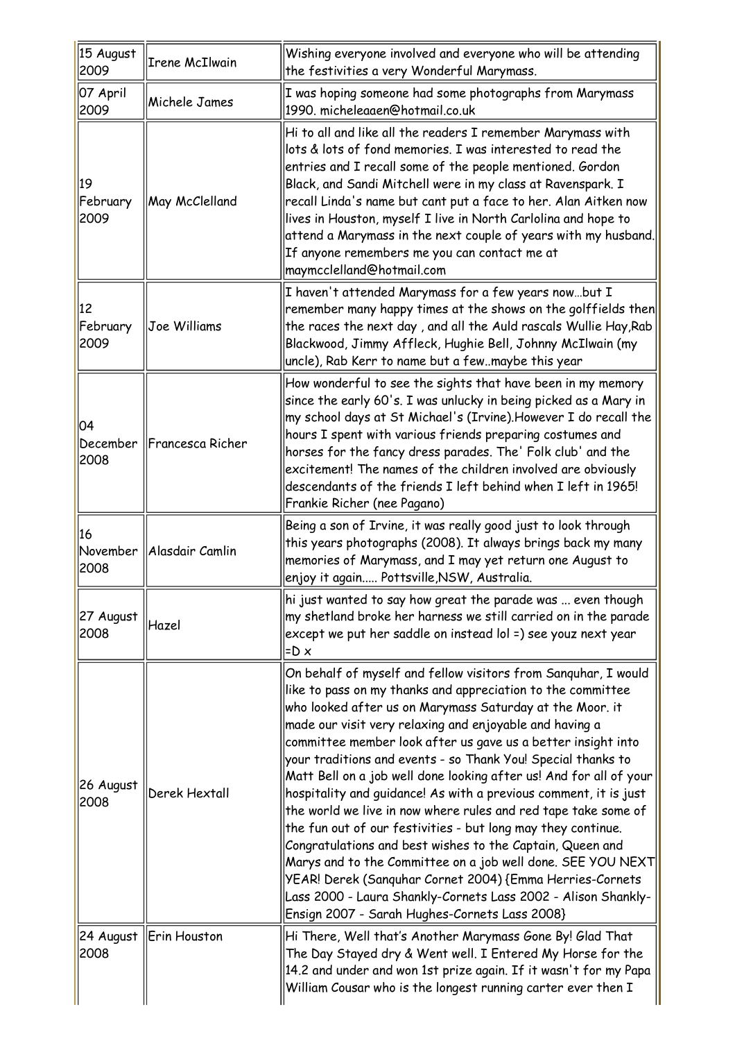| | | |
|---|---|---|
| 15 August 2009 | Irene McIlwain | Wishing everyone involved and everyone who will be attending the festivities a very Wonderful Marymass. |
| 07 April 2009 | Michele James | I was hoping someone had some photographs from Marymass 1990. micheleaaen@hotmail.co.uk |
| 19 February 2009 | May McClelland | Hi to all and like all the readers I remember Marymass with lots & lots of fond memories. I was interested to read the entries and I recall some of the people mentioned. Gordon Black, and Sandi Mitchell were in my class at Ravenspark. I recall Linda's name but cant put a face to her. Alan Aitken now lives in Houston, myself I live in North Carlolina and hope to attend a Marymass in the next couple of years with my husband. If anyone remembers me you can contact me at maymcclelland@hotmail.com |
| 12 February 2009 | Joe Williams | I haven't attended Marymass for a few years now...but I remember many happy times at the shows on the golffields then the races the next day , and all the Auld rascals Wullie Hay,Rab Blackwood, Jimmy Affleck, Hughie Bell, Johnny McIlwain (my uncle), Rab Kerr to name but a few..maybe this year |
| 04 December 2008 | Francesca Richer | How wonderful to see the sights that have been in my memory since the early 60's. I was unlucky in being picked as a Mary in my school days at St Michael's (Irvine).However I do recall the hours I spent with various friends preparing costumes and horses for the fancy dress parades. The' Folk club' and the excitement! The names of the children involved are obviously descendants of the friends I left behind when I left in 1965! Frankie Richer (nee Pagano) |
| 16 November 2008 | Alasdair Camlin | Being a son of Irvine, it was really good just to look through this years photographs (2008). It always brings back my many memories of Marymass, and I may yet return one August to enjoy it again..... Pottsville,NSW, Australia. |
| 27 August 2008 | Hazel | hi just wanted to say how great the parade was ... even though my shetland broke her harness we still carried on in the parade except we put her saddle on instead lol =) see youz next year =D x |
| 26 August 2008 | Derek Hextall | On behalf of myself and fellow visitors from Sanquhar, I would like to pass on my thanks and appreciation to the committee who looked after us on Marymass Saturday at the Moor. it made our visit very relaxing and enjoyable and having a committee member look after us gave us a better insight into your traditions and events - so Thank You! Special thanks to Matt Bell on a job well done looking after us! And for all of your hospitality and guidance! As with a previous comment, it is just the world we live in now where rules and red tape take some of the fun out of our festivities - but long may they continue. Congratulations and best wishes to the Captain, Queen and Marys and to the Committee on a job well done. SEE YOU NEXT YEAR! Derek (Sanquhar Cornet 2004) {Emma Herries-Cornets Lass 2000 - Laura Shankly-Cornets Lass 2002 - Alison Shankly-Ensign 2007 - Sarah Hughes-Cornets Lass 2008} |
| 24 August 2008 | Erin Houston | Hi There, Well that's Another Marymass Gone By! Glad That The Day Stayed dry & Went well. I Entered My Horse for the 14.2 and under and won 1st prize again. If it wasn't for my Papa William Cousar who is the longest running carter ever then I |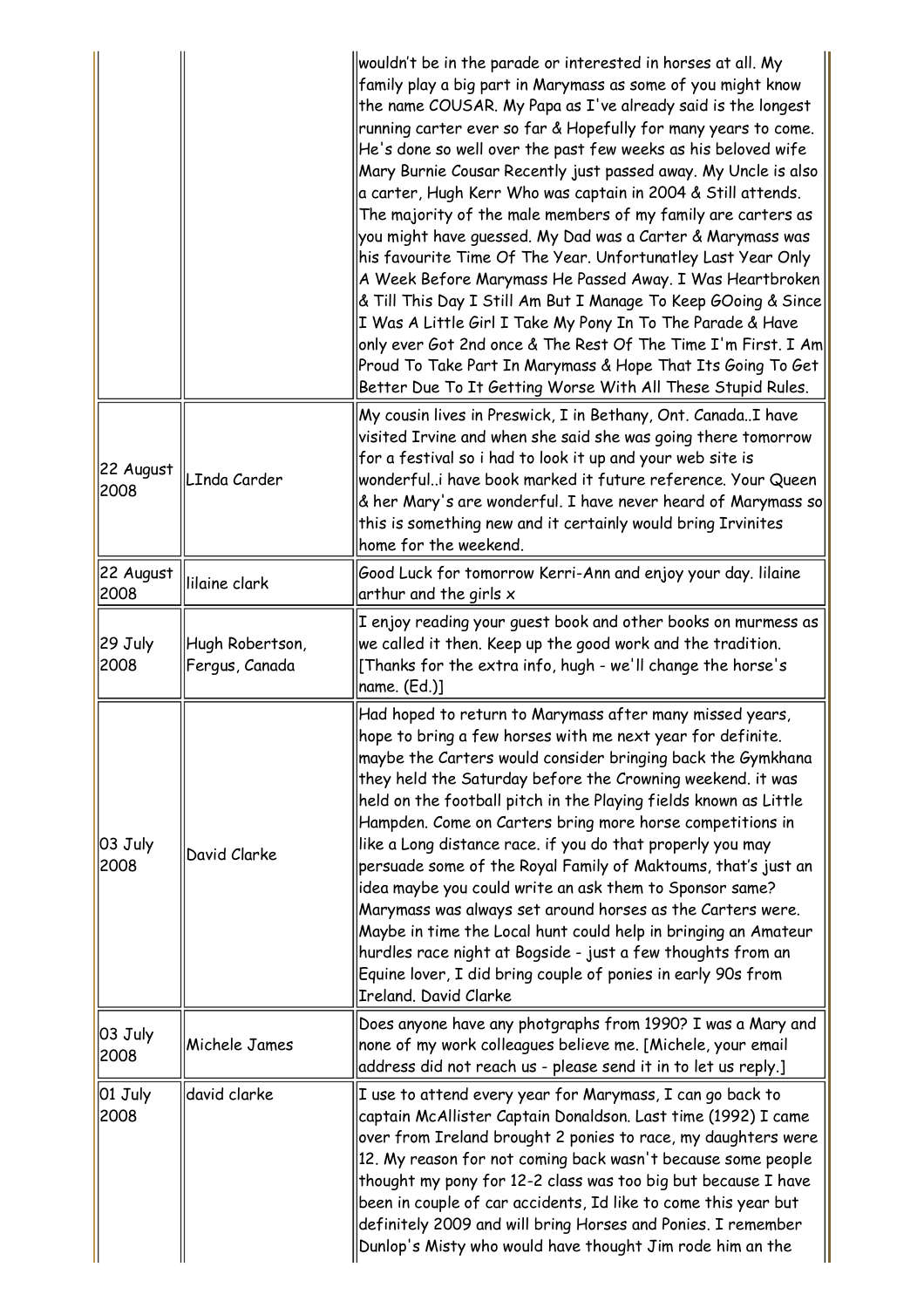|  |  |  |
| --- | --- | --- |
|  |  | wouldn't be in the parade or interested in horses at all. My family play a big part in Marymass as some of you might know the name COUSAR. My Papa as I've already said is the longest running carter ever so far & Hopefully for many years to come. He's done so well over the past few weeks as his beloved wife Mary Burnie Cousar Recently just passed away. My Uncle is also a carter, Hugh Kerr Who was captain in 2004 & Still attends. The majority of the male members of my family are carters as you might have guessed. My Dad was a Carter & Marymass was his favourite Time Of The Year. Unfortunatley Last Year Only A Week Before Marymass He Passed Away. I Was Heartbroken & Till This Day I Still Am But I Manage To Keep GOoing & Since I Was A Little Girl I Take My Pony In To The Parade & Have only ever Got 2nd once & The Rest Of The Time I'm First. I Am Proud To Take Part In Marymass & Hope That Its Going To Get Better Due To It Getting Worse With All These Stupid Rules. |
| 22 August 2008 | LInda Carder | My cousin lives in Preswick, I in Bethany, Ont. Canada..I have visited Irvine and when she said she was going there tomorrow for a festival so i had to look it up and your web site is wonderful..i have book marked it future reference. Your Queen & her Mary's are wonderful. I have never heard of Marymass so this is something new and it certainly would bring Irvinites home for the weekend. |
| 22 August 2008 | lilaine clark | Good Luck for tomorrow Kerri-Ann and enjoy your day. lilaine arthur and the girls x |
| 29 July 2008 | Hugh Robertson, Fergus, Canada | I enjoy reading your guest book and other books on murmess as we called it then. Keep up the good work and the tradition. [Thanks for the extra info, hugh - we'll change the horse's name. (Ed.)] |
| 03 July 2008 | David Clarke | Had hoped to return to Marymass after many missed years, hope to bring a few horses with me next year for definite. maybe the Carters would consider bringing back the Gymkhana they held the Saturday before the Crowning weekend. it was held on the football pitch in the Playing fields known as Little Hampden. Come on Carters bring more horse competitions in like a Long distance race. if you do that properly you may persuade some of the Royal Family of Maktoums, that's just an idea maybe you could write an ask them to Sponsor same? Marymass was always set around horses as the Carters were. Maybe in time the Local hunt could help in bringing an Amateur hurdles race night at Bogside - just a few thoughts from an Equine lover, I did bring couple of ponies in early 90s from Ireland. David Clarke |
| 03 July 2008 | Michele James | Does anyone have any photgraphs from 1990? I was a Mary and none of my work colleagues believe me. [Michele, your email address did not reach us - please send it in to let us reply.] |
| 01 July 2008 | david clarke | I use to attend every year for Marymass, I can go back to captain McAllister Captain Donaldson. Last time (1992) I came over from Ireland brought 2 ponies to race, my daughters were 12. My reason for not coming back wasn't because some people thought my pony for 12-2 class was too big but because I have been in couple of car accidents, Id like to come this year but definitely 2009 and will bring Horses and Ponies. I remember Dunlop's Misty who would have thought Jim rode him an the |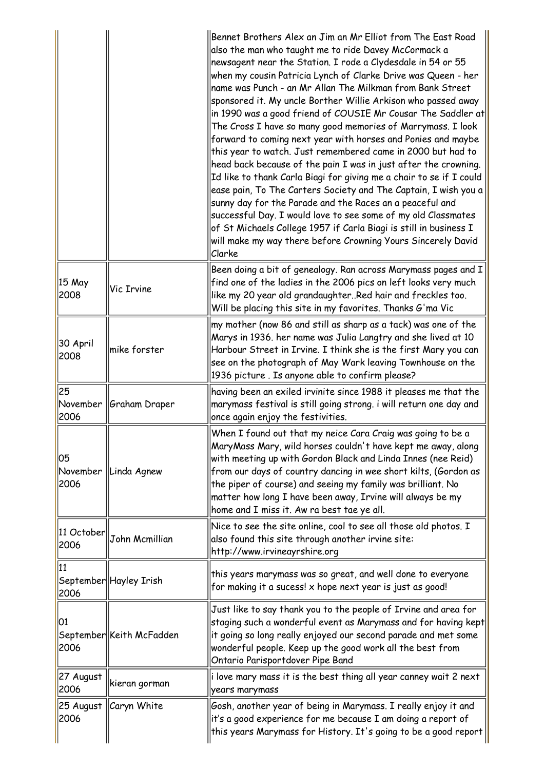| | | |
|---|---|---|
| | | Bennet Brothers Alex an Jim an Mr Elliot from The East Road also the man who taught me to ride Davey McCormack a newsagent near the Station. I rode a Clydesdale in 54 or 55 when my cousin Patricia Lynch of Clarke Drive was Queen - her name was Punch - an Mr Allan The Milkman from Bank Street sponsored it. My uncle Borther Willie Arkison who passed away in 1990 was a good friend of COUSIE Mr Cousar The Saddler at The Cross I have so many good memories of Marrymass. I look forward to coming next year with horses and Ponies and maybe this year to watch. Just remembered came in 2000 but had to head back because of the pain I was in just after the crowning. Id like to thank Carla Biagi for giving me a chair to se if I could ease pain, To The Carters Society and The Captain, I wish you a sunny day for the Parade and the Races an a peaceful and successful Day. I would love to see some of my old Classmates of St Michaels College 1957 if Carla Biagi is still in business I will make my way there before Crowning Yours Sincerely David Clarke |
| 15 May 2008 | Vic Irvine | Been doing a bit of genealogy. Ran across Marymass pages and I find one of the ladies in the 2006 pics on left looks very much like my 20 year old grandaughter..Red hair and freckles too. Will be placing this site in my favorites. Thanks G'ma Vic |
| 30 April 2008 | mike forster | my mother (now 86 and still as sharp as a tack) was one of the Marys in 1936. her name was Julia Langtry and she lived at 10 Harbour Street in Irvine. I think she is the first Mary you can see on the photograph of May Wark leaving Townhouse on the 1936 picture . Is anyone able to confirm please? |
| 25 November 2006 | Graham Draper | having been an exiled irvinite since 1988 it pleases me that the marymass festival is still going strong. i will return one day and once again enjoy the festivities. |
| 05 November 2006 | Linda Agnew | When I found out that my neice Cara Craig was going to be a MaryMass Mary, wild horses couldn't have kept me away, along with meeting up with Gordon Black and Linda Innes (nee Reid) from our days of country dancing in wee short kilts, (Gordon as the piper of course) and seeing my family was brilliant. No matter how long I have been away, Irvine will always be my home and I miss it. Aw ra best tae ye all. |
| 11 October 2006 | John Mcmillian | Nice to see the site online, cool to see all those old photos. I also found this site through another irvine site: http://www.irvineayrshire.org |
| 11 September 2006 | Hayley Irish | this years marymass was so great, and well done to everyone for making it a sucess! x hope next year is just as good! |
| 01 September 2006 | Keith McFadden | Just like to say thank you to the people of Irvine and area for staging such a wonderful event as Marymass and for having kept it going so long really enjoyed our second parade and met some wonderful people. Keep up the good work all the best from Ontario Parisportdover Pipe Band |
| 27 August 2006 | kieran gorman | i love mary mass it is the best thing all year canney wait 2 next years marymass |
| 25 August 2006 | Caryn White | Gosh, another year of being in Marymass. I really enjoy it and it's a good experience for me because I am doing a report of this years Marymass for History. It's going to be a good report |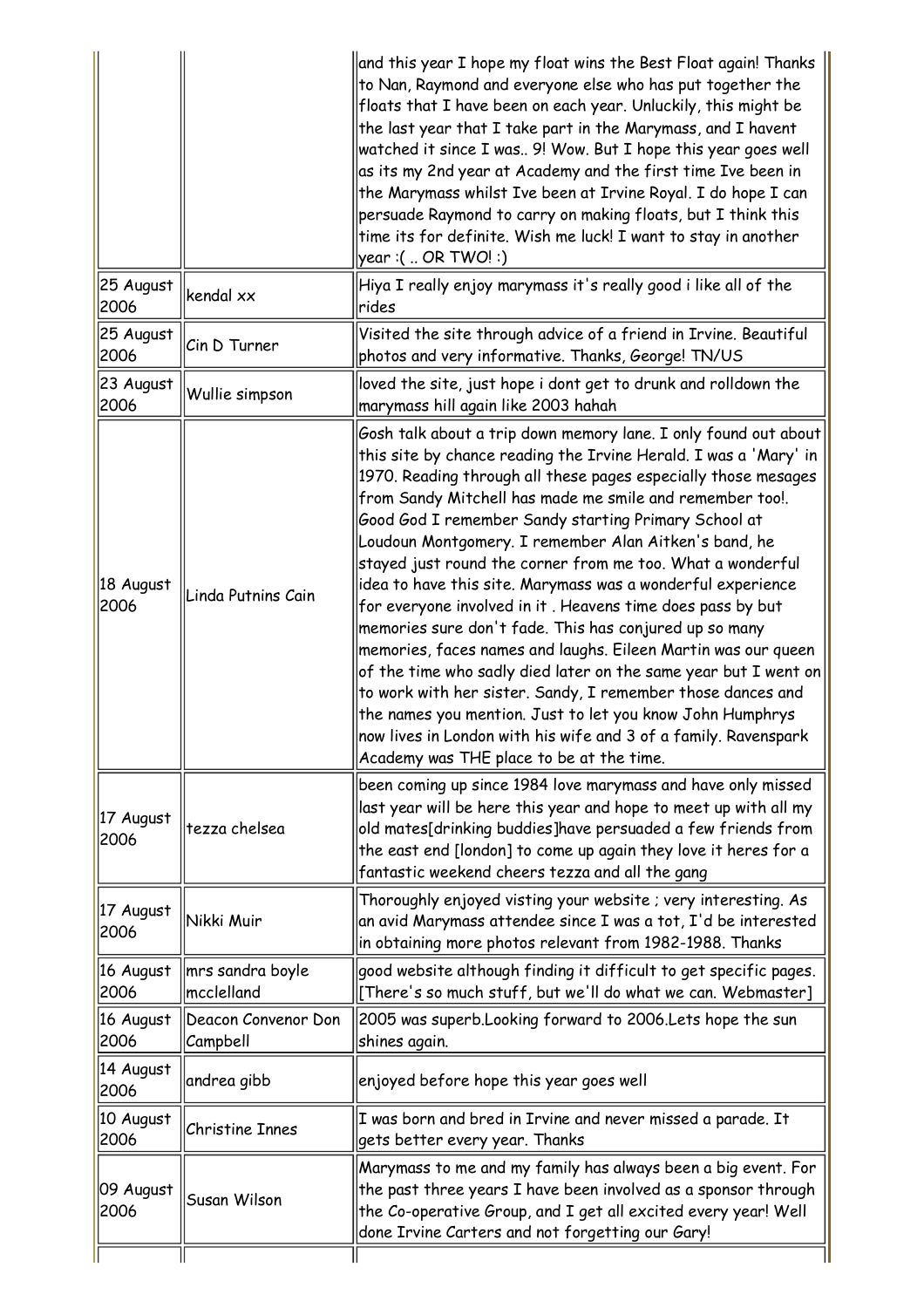| | | |
|---|---|---|
| | | and this year I hope my float wins the Best Float again! Thanks to Nan, Raymond and everyone else who has put together the floats that I have been on each year. Unluckily, this might be the last year that I take part in the Marymass, and I havent watched it since I was.. 9! Wow. But I hope this year goes well as its my 2nd year at Academy and the first time Ive been in the Marymass whilst Ive been at Irvine Royal. I do hope I can persuade Raymond to carry on making floats, but I think this time its for definite. Wish me luck! I want to stay in another year :( .. OR TWO! :) |
| 25 August 2006 | kendal xx | Hiya I really enjoy marymass it's really good i like all of the rides |
| 25 August 2006 | Cin D Turner | Visited the site through advice of a friend in Irvine. Beautiful photos and very informative. Thanks, George! TN/US |
| 23 August 2006 | Wullie simpson | loved the site, just hope i dont get to drunk and rolldown the marymass hill again like 2003 hahah |
| 18 August 2006 | Linda Putnins Cain | Gosh talk about a trip down memory lane. I only found out about this site by chance reading the Irvine Herald. I was a 'Mary' in 1970. Reading through all these pages especially those mesages from Sandy Mitchell has made me smile and remember too!. Good God I remember Sandy starting Primary School at Loudoun Montgomery. I remember Alan Aitken's band, he stayed just round the corner from me too. What a wonderful idea to have this site. Marymass was a wonderful experience for everyone involved in it . Heavens time does pass by but memories sure don't fade. This has conjured up so many memories, faces names and laughs. Eileen Martin was our queen of the time who sadly died later on the same year but I went on to work with her sister. Sandy, I remember those dances and the names you mention. Just to let you know John Humphrys now lives in London with his wife and 3 of a family. Ravenspark Academy was THE place to be at the time. |
| 17 August 2006 | tezza chelsea | been coming up since 1984 love marymass and have only missed last year will be here this year and hope to meet up with all my old mates[drinking buddies]have persuaded a few friends from the east end [london] to come up again they love it heres for a fantastic weekend cheers tezza and all the gang |
| 17 August 2006 | Nikki Muir | Thoroughly enjoyed visting your website ; very interesting. As an avid Marymass attendee since I was a tot, I'd be interested in obtaining more photos relevant from 1982-1988. Thanks |
| 16 August 2006 | mrs sandra boyle mcclelland | good website although finding it difficult to get specific pages. [There's so much stuff, but we'll do what we can. Webmaster] |
| 16 August 2006 | Deacon Convenor Don Campbell | 2005 was superb.Looking forward to 2006.Lets hope the sun shines again. |
| 14 August 2006 | andrea gibb | enjoyed before hope this year goes well |
| 10 August 2006 | Christine Innes | I was born and bred in Irvine and never missed a parade. It gets better every year. Thanks |
| 09 August 2006 | Susan Wilson | Marymass to me and my family has always been a big event. For the past three years I have been involved as a sponsor through the Co-operative Group, and I get all excited every year! Well done Irvine Carters and not forgetting our Gary! |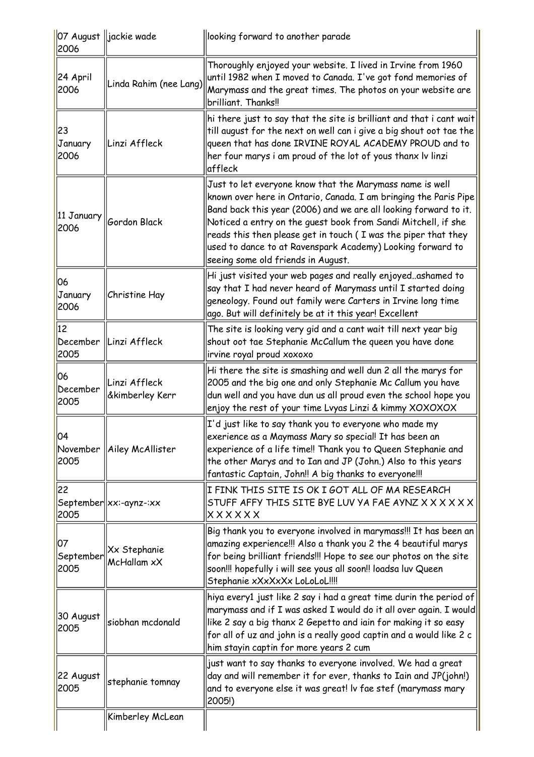| 07 August 2006 | jackie wade | looking forward to another parade |
|---|---|---|
| 24 April 2006 | Linda Rahim (nee Lang) | Thoroughly enjoyed your website. I lived in Irvine from 1960 until 1982 when I moved to Canada. I've got fond memories of Marymass and the great times. The photos on your website are brilliant. Thanks!! |
| 23 January 2006 | Linzi Affleck | hi there just to say that the site is brilliant and that i cant wait till august for the next on well can i give a big shout oot tae the queen that has done IRVINE ROYAL ACADEMY PROUD and to her four marys i am proud of the lot of yous thanx lv linzi affleck |
| 11 January 2006 | Gordon Black | Just to let everyone know that the Marymass name is well known over here in Ontario, Canada. I am bringing the Paris Pipe Band back this year (2006) and we are all looking forward to it. Noticed a entry on the guest book from Sandi Mitchell, if she reads this then please get in touch ( I was the piper that they used to dance to at Ravenspark Academy) Looking forward to seeing some old friends in August. |
| 06 January 2006 | Christine Hay | Hi just visited your web pages and really enjoyed..ashamed to say that I had never heard of Marymass until I started doing geneology. Found out family were Carters in Irvine long time ago. But will definitely be at it this year! Excellent |
| 12 December 2005 | Linzi Affleck | The site is looking very gid and a cant wait till next year big shout oot tae Stephanie McCallum the queen you have done irvine royal proud xoxoxo |
| 06 December 2005 | Linzi Affleck &kimberley Kerr | Hi there the site is smashing and well dun 2 all the marys for 2005 and the big one and only Stephanie Mc Callum you have dun well and you have dun us all proud even the school hope you enjoy the rest of your time Lvyas Linzi & kimmy XOXOXOX |
| 04 November 2005 | Ailey McAllister | I'd just like to say thank you to everyone who made my exerience as a Maymass Mary so special! It has been an experience of a life time!! Thank you to Queen Stephanie and the other Marys and to Ian and JP (John.) Also to this years fantastic Captain, John!! A big thanks to everyone!!! |
| 22 September 2005 | xx:-aynz-:xx | I FINK THIS SITE IS OK I GOT ALL OF MA RESEARCH STUFF AFFY THIS SITE BYE LUV YA FAE AYNZ X X X X X X X X X X X X |
| 07 September 2005 | Xx Stephanie McHallam xX | Big thank you to everyone involved in marymass!!! It has been an amazing experience!!! Also a thank you 2 the 4 beautiful marys for being brilliant friends!!! Hope to see our photos on the site soon!!! hopefully i will see yous all soon!! loadsa luv Queen Stephanie xXxXxXx LoLoLoL!!!! |
| 30 August 2005 | siobhan mcdonald | hiya every1 just like 2 say i had a great time durin the period of marymass and if I was asked I would do it all over again. I would like 2 say a big thanx 2 Gepetto and iain for making it so easy for all of uz and john is a really good captin and a would like 2 c him stayin captin for more years 2 cum |
| 22 August 2005 | stephanie tomnay | just want to say thanks to everyone involved. We had a great day and will remember it for ever, thanks to Iain and JP(john!) and to everyone else it was great! lv fae stef (marymass mary 2005!) |
| | Kimberley McLean | |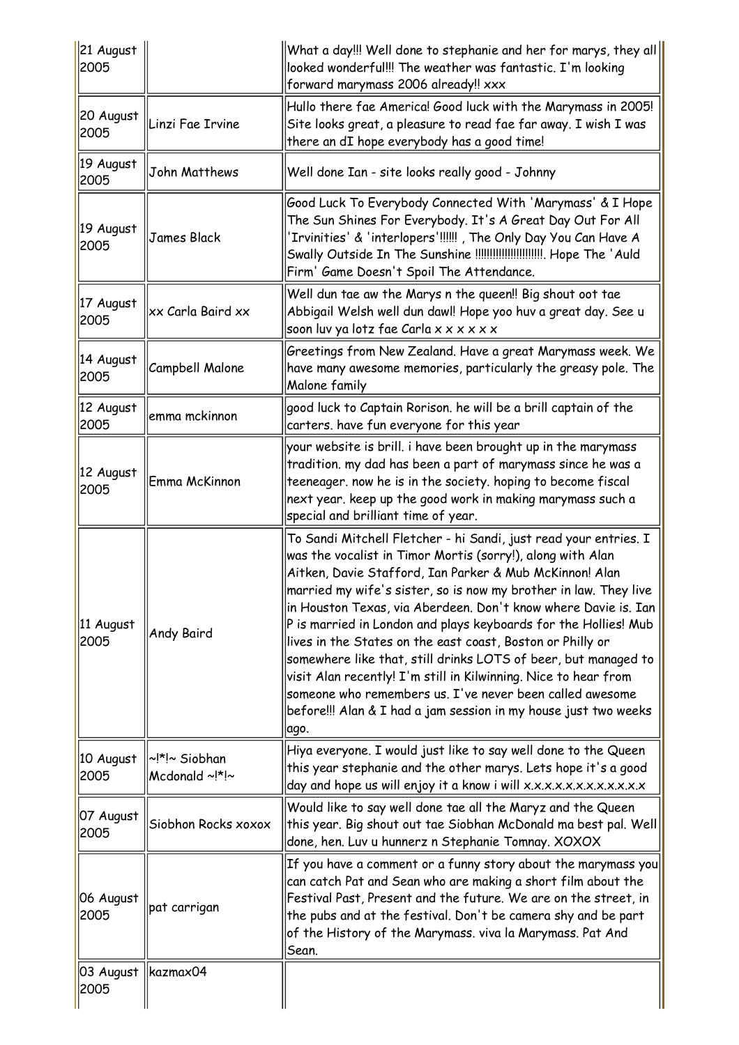| | | |
|---|---|---|
| 21 August 2005 | | What a day!!! Well done to stephanie and her for marys, they all looked wonderful!!! The weather was fantastic. I'm looking forward marymass 2006 already!! xxx |
| 20 August 2005 | Linzi Fae Irvine | Hullo there fae America! Good luck with the Marymass in 2005! Site looks great, a pleasure to read fae far away. I wish I was there an dI hope everybody has a good time! |
| 19 August 2005 | John Matthews | Well done Ian - site looks really good - Johnny |
| 19 August 2005 | James Black | Good Luck To Everybody Connected With 'Marymass' & I Hope The Sun Shines For Everybody. It's A Great Day Out For All 'Irvinities' & 'interlopers'!!!!!! , The Only Day You Can Have A Swally Outside In The Sunshine !!!!!!!!!!!!!!!!!!!!!!. Hope The 'Auld Firm' Game Doesn't Spoil The Attendance. |
| 17 August 2005 | xx Carla Baird xx | Well dun tae aw the Marys n the queen!! Big shout oot tae Abbigail Welsh well dun dawl! Hope yoo huv a great day. See u soon luv ya lotz fae Carla x x x x x x |
| 14 August 2005 | Campbell Malone | Greetings from New Zealand. Have a great Marymass week. We have many awesome memories, particularly the greasy pole. The Malone family |
| 12 August 2005 | emma mckinnon | good luck to Captain Rorison. he will be a brill captain of the carters. have fun everyone for this year |
| 12 August 2005 | Emma McKinnon | your website is brill. i have been brought up in the marymass tradition. my dad has been a part of marymass since he was a teeneager. now he is in the society. hoping to become fiscal next year. keep up the good work in making marymass such a special and brilliant time of year. |
| 11 August 2005 | Andy Baird | To Sandi Mitchell Fletcher - hi Sandi, just read your entries. I was the vocalist in Timor Mortis (sorry!), along with Alan Aitken, Davie Stafford, Ian Parker & Mub McKinnon! Alan married my wife's sister, so is now my brother in law. They live in Houston Texas, via Aberdeen. Don't know where Davie is. Ian P is married in London and plays keyboards for the Hollies! Mub lives in the States on the east coast, Boston or Philly or somewhere like that, still drinks LOTS of beer, but managed to visit Alan recently! I'm still in Kilwinning. Nice to hear from someone who remembers us. I've never been called awesome before!!! Alan & I had a jam session in my house just two weeks ago. |
| 10 August 2005 | ~!*!~ Siobhan Mcdonald ~!*!~ | Hiya everyone. I would just like to say well done to the Queen this year stephanie and the other marys. Lets hope it's a good day and hope us will enjoy it a know i will x.x.x.x.x.x.x.x.x.x.x.x |
| 07 August 2005 | Siobhon Rocks xoxox | Would like to say well done tae all the Maryz and the Queen this year. Big shout out tae Siobhan McDonald ma best pal. Well done, hen. Luv u hunnerz n Stephanie Tomnay. XOXOX |
| 06 August 2005 | pat carrigan | If you have a comment or a funny story about the marymass you can catch Pat and Sean who are making a short film about the Festival Past, Present and the future. We are on the street, in the pubs and at the festival. Don't be camera shy and be part of the History of the Marymass. viva la Marymass. Pat And Sean. |
| 03 August 2005 | kazmax04 | |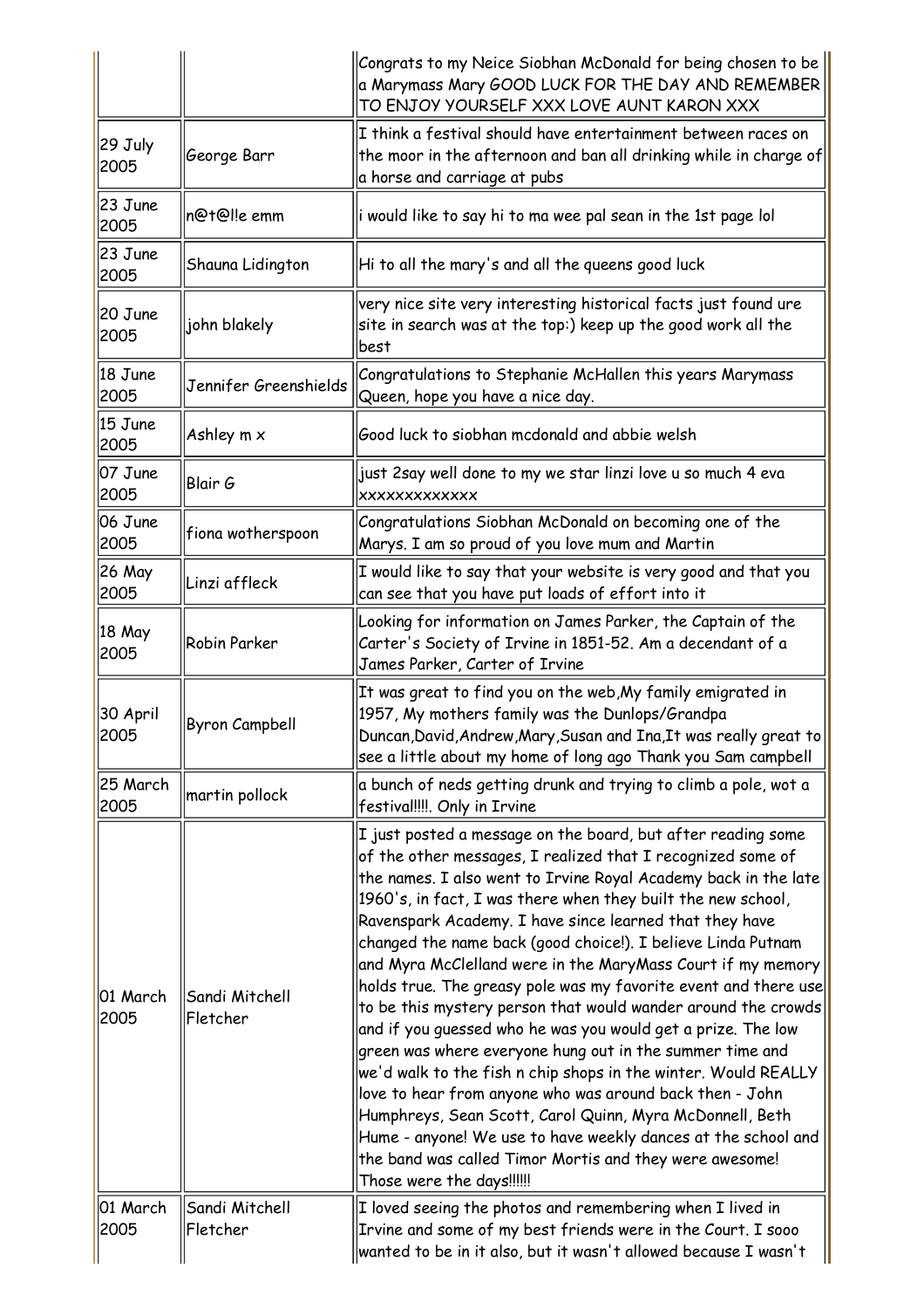| | | |
|---|---|---|
| | | Congrats to my Neice Siobhan McDonald for being chosen to be a Marymass Mary GOOD LUCK FOR THE DAY AND REMEMBER TO ENJOY YOURSELF XXX LOVE AUNT KARON XXX |
| 29 July 2005 | George Barr | I think a festival should have entertainment between races on the moor in the afternoon and ban all drinking while in charge of a horse and carriage at pubs |
| 23 June 2005 | n@t@l!e emm | i would like to say hi to ma wee pal sean in the 1st page lol |
| 23 June 2005 | Shauna Lidington | Hi to all the mary's and all the queens good luck |
| 20 June 2005 | john blakely | very nice site very interesting historical facts just found ure site in search was at the top:) keep up the good work all the best |
| 18 June 2005 | Jennifer Greenshields | Congratulations to Stephanie McHallen this years Marymass Queen, hope you have a nice day. |
| 15 June 2005 | Ashley m x | Good luck to siobhan mcdonald and abbie welsh |
| 07 June 2005 | Blair G | just 2say well done to my we star linzi love u so much 4 eva xxxxxxxxxxxxx |
| 06 June 2005 | fiona wotherspoon | Congratulations Siobhan McDonald on becoming one of the Marys. I am so proud of you love mum and Martin |
| 26 May 2005 | Linzi affleck | I would like to say that your website is very good and that you can see that you have put loads of effort into it |
| 18 May 2005 | Robin Parker | Looking for information on James Parker, the Captain of the Carter's Society of Irvine in 1851-52. Am a decendant of a James Parker, Carter of Irvine |
| 30 April 2005 | Byron Campbell | It was great to find you on the web,My family emigrated in 1957, My mothers family was the Dunlops/Grandpa Duncan,David,Andrew,Mary,Susan and Ina,It was really great to see a little about my home of long ago Thank you Sam campbell |
| 25 March 2005 | martin pollock | a bunch of neds getting drunk and trying to climb a pole, wot a festival!!!!. Only in Irvine |
| 01 March 2005 | Sandi Mitchell Fletcher | I just posted a message on the board, but after reading some of the other messages, I realized that I recognized some of the names. I also went to Irvine Royal Academy back in the late 1960's, in fact, I was there when they built the new school, Ravenspark Academy. I have since learned that they have changed the name back (good choice!). I believe Linda Putnam and Myra McClelland were in the MaryMass Court if my memory holds true. The greasy pole was my favorite event and there use to be this mystery person that would wander around the crowds and if you guessed who he was you would get a prize. The low green was where everyone hung out in the summer time and we'd walk to the fish n chip shops in the winter. Would REALLY love to hear from anyone who was around back then - John Humphreys, Sean Scott, Carol Quinn, Myra McDonnell, Beth Hume - anyone! We use to have weekly dances at the school and the band was called Timor Mortis and they were awesome! Those were the days!!!!!! |
| 01 March 2005 | Sandi Mitchell Fletcher | I loved seeing the photos and remembering when I lived in Irvine and some of my best friends were in the Court. I sooo wanted to be in it also, but it wasn't allowed because I wasn't |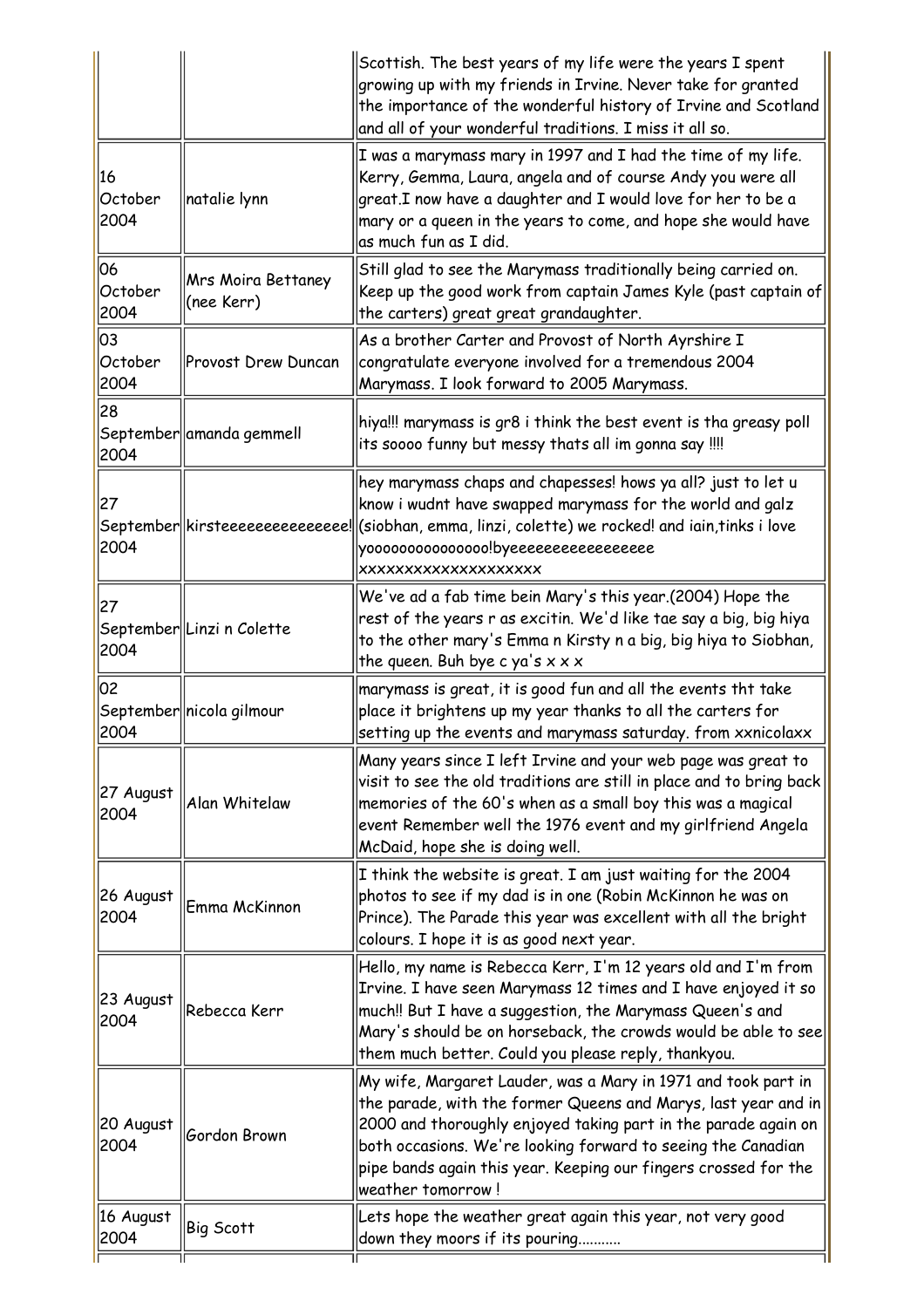| | | |
|---|---|---|
| | | Scottish. The best years of my life were the years I spent growing up with my friends in Irvine. Never take for granted the importance of the wonderful history of Irvine and Scotland and all of your wonderful traditions. I miss it all so. |
| 16 October 2004 | natalie lynn | I was a marymass mary in 1997 and I had the time of my life. Kerry, Gemma, Laura, angela and of course Andy you were all great.I now have a daughter and I would love for her to be a mary or a queen in the years to come, and hope she would have as much fun as I did. |
| 06 October 2004 | Mrs Moira Bettaney (nee Kerr) | Still glad to see the Marymass traditionally being carried on. Keep up the good work from captain James Kyle (past captain of the carters) great great grandaughter. |
| 03 October 2004 | Provost Drew Duncan | As a brother Carter and Provost of North Ayrshire I congratulate everyone involved for a tremendous 2004 Marymass. I look forward to 2005 Marymass. |
| 28 September 2004 | amanda gemmell | hiya!!! marymass is gr8 i think the best event is tha greasy poll its soooo funny but messy thats all im gonna say !!!! |
| 27 September 2004 | kirsteeeeeeeeeeeeeee! | hey marymass chaps and chapesses! hows ya all? just to let u know i wudnt have swapped marymass for the world and galz (siobhan, emma, linzi, colette) we rocked! and iain,tinks i love yooooooooooooooo!byeeeeeeeeeeeeeeee xxxxxxxxxxxxxxxxxxx |
| 27 September 2004 | Linzi n Colette | We've ad a fab time bein Mary's this year.(2004) Hope the rest of the years r as excitin. We'd like tae say a big, big hiya to the other mary's Emma n Kirsty n a big, big hiya to Siobhan, the queen. Buh bye c ya's x x x |
| 02 September 2004 | nicola gilmour | marymass is great, it is good fun and all the events tht take place it brightens up my year thanks to all the carters for setting up the events and marymass saturday. from xxnicolaxx |
| 27 August 2004 | Alan Whitelaw | Many years since I left Irvine and your web page was great to visit to see the old traditions are still in place and to bring back memories of the 60's when as a small boy this was a magical event Remember well the 1976 event and my girlfriend Angela McDaid, hope she is doing well. |
| 26 August 2004 | Emma McKinnon | I think the website is great. I am just waiting for the 2004 photos to see if my dad is in one (Robin McKinnon he was on Prince). The Parade this year was excellent with all the bright colours. I hope it is as good next year. |
| 23 August 2004 | Rebecca Kerr | Hello, my name is Rebecca Kerr, I'm 12 years old and I'm from Irvine. I have seen Marymass 12 times and I have enjoyed it so much!! But I have a suggestion, the Marymass Queen's and Mary's should be on horseback, the crowds would be able to see them much better. Could you please reply, thankyou. |
| 20 August 2004 | Gordon Brown | My wife, Margaret Lauder, was a Mary in 1971 and took part in the parade, with the former Queens and Marys, last year and in 2000 and thoroughly enjoyed taking part in the parade again on both occasions. We're looking forward to seeing the Canadian pipe bands again this year. Keeping our fingers crossed for the weather tomorrow ! |
| 16 August 2004 | Big Scott | Lets hope the weather great again this year, not very good down they moors if its pouring........... |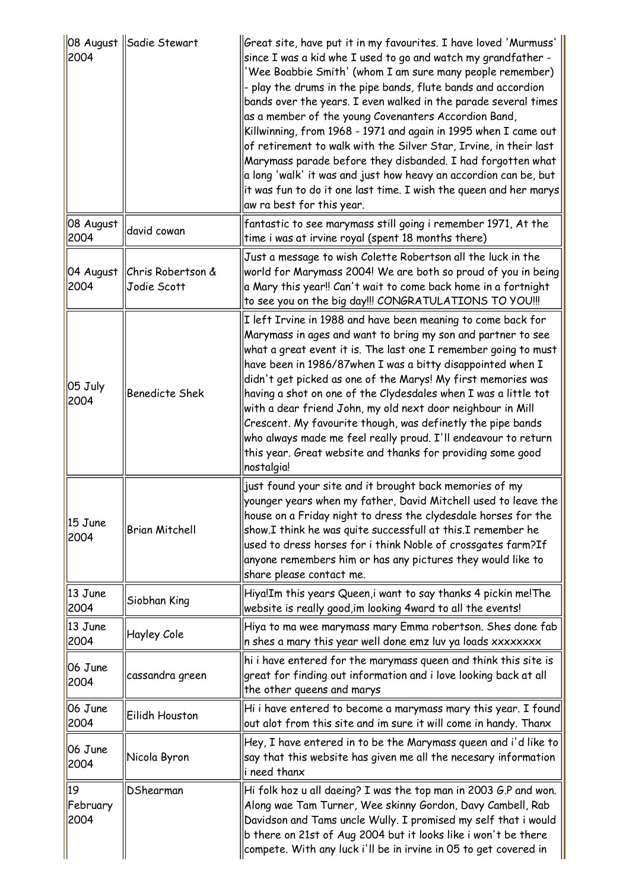| 08 August 2004 | Sadie Stewart | Great site, have put it in my favourites. I have loved 'Murmuss' since I was a kid whe I used to go and watch my grandfather - 'Wee Boabbie Smith' (whom I am sure many people remember) - play the drums in the pipe bands, flute bands and accordion bands over the years. I even walked in the parade several times as a member of the young Covenanters Accordion Band, Killwinning, from 1968 - 1971 and again in 1995 when I came out of retirement to walk with the Silver Star, Irvine, in their last Marymass parade before they disbanded. I had forgotten what a long 'walk' it was and just how heavy an accordion can be, but it was fun to do it one last time. I wish the queen and her marys aw ra best for this year. |
|---|---|---|
| 08 August 2004 | david cowan | fantastic to see marymass still going i remember 1971, At the time i was at irvine royal (spent 18 months there) |
| 04 August 2004 | Chris Robertson & Jodie Scott | Just a message to wish Colette Robertson all the luck in the world for Marymass 2004! We are both so proud of you in being a Mary this year!! Can't wait to come back home in a fortnight to see you on the big day!!! CONGRATULATIONS TO YOU!!! |
| 05 July 2004 | Benedicte Shek | I left Irvine in 1988 and have been meaning to come back for Marymass in ages and want to bring my son and partner to see what a great event it is. The last one I remember going to must have been in 1986/87when I was a bitty disappointed when I didn't get picked as one of the Marys! My first memories was having a shot on one of the Clydesdales when I was a little tot with a dear friend John, my old next door neighbour in Mill Crescent. My favourite though, was definetly the pipe bands who always made me feel really proud. I'll endeavour to return this year. Great website and thanks for providing some good nostalgia! |
| 15 June 2004 | Brian Mitchell | just found your site and it brought back memories of my younger years when my father, David Mitchell used to leave the house on a Friday night to dress the clydesdale horses for the show.I think he was quite successfull at this.I remember he used to dress horses for i think Noble of crossgates farm?If anyone remembers him or has any pictures they would like to share please contact me. |
| 13 June 2004 | Siobhan King | Hiya!Im this years Queen,i want to say thanks 4 pickin me!The website is really good,im looking 4ward to all the events! |
| 13 June 2004 | Hayley Cole | Hiya to ma wee marymass mary Emma robertson. Shes done fab n shes a mary this year well done emz luv ya loads xxxxxxxx |
| 06 June 2004 | cassandra green | hi i have entered for the marymass queen and think this site is great for finding out information and i love looking back at all the other queens and marys |
| 06 June 2004 | Eilidh Houston | Hi i have entered to become a marymass mary this year. I found out alot from this site and im sure it will come in handy. Thanx |
| 06 June 2004 | Nicola Byron | Hey, I have entered in to be the Marymass queen and i'd like to say that this website has given me all the necesary information i need thanx |
| 19 February 2004 | DShearman | Hi folk hoz u all daeing? I was the top man in 2003 G.P and won. Along wae Tam Turner, Wee skinny Gordon, Davy Cambell, Rab Davidson and Tams uncle Wully. I promised my self that i would b there on 21st of Aug 2004 but it looks like i won't be there compete. With any luck i'll be in irvine in 05 to get covered in |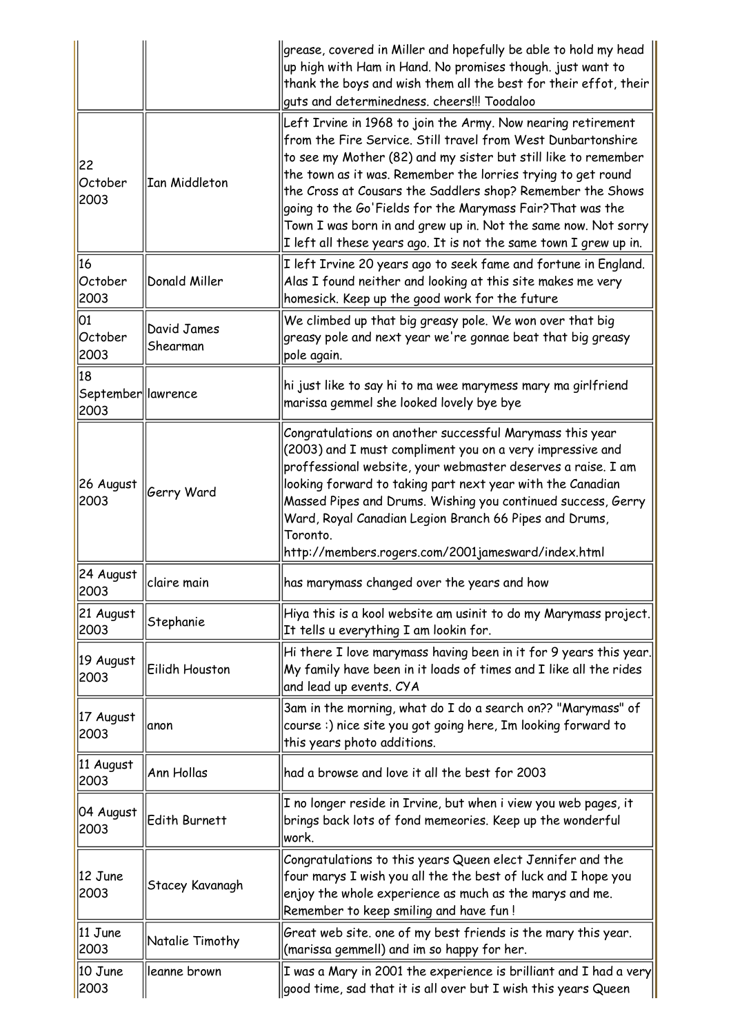| | | |
|---|---|---|
| | | grease, covered in Miller and hopefully be able to hold my head up high with Ham in Hand. No promises though. just want to thank the boys and wish them all the best for their effot, their guts and determinedness. cheers!!! Toodaloo |
| 22 October 2003 | Ian Middleton | Left Irvine in 1968 to join the Army. Now nearing retirement from the Fire Service. Still travel from West Dunbartonshire to see my Mother (82) and my sister but still like to remember the town as it was. Remember the lorries trying to get round the Cross at Cousars the Saddlers shop? Remember the Shows going to the Go'Fields for the Marymass Fair?That was the Town I was born in and grew up in. Not the same now. Not sorry I left all these years ago. It is not the same town I grew up in. |
| 16 October 2003 | Donald Miller | I left Irvine 20 years ago to seek fame and fortune in England. Alas I found neither and looking at this site makes me very homesick. Keep up the good work for the future |
| 01 October 2003 | David James Shearman | We climbed up that big greasy pole. We won over that big greasy pole and next year we're gonnae beat that big greasy pole again. |
| 18 September 2003 | lawrence | hi just like to say hi to ma wee marymess mary ma girlfriend marissa gemmel she looked lovely bye bye |
| 26 August 2003 | Gerry Ward | Congratulations on another successful Marymass this year (2003) and I must compliment you on a very impressive and proffessional website, your webmaster deserves a raise. I am looking forward to taking part next year with the Canadian Massed Pipes and Drums. Wishing you continued success, Gerry Ward, Royal Canadian Legion Branch 66 Pipes and Drums, Toronto. http://members.rogers.com/2001jamesward/index.html |
| 24 August 2003 | claire main | has marymass changed over the years and how |
| 21 August 2003 | Stephanie | Hiya this is a kool website am usinit to do my Marymass project. It tells u everything I am lookin for. |
| 19 August 2003 | Eilidh Houston | Hi there I love marymass having been in it for 9 years this year. My family have been in it loads of times and I like all the rides and lead up events. CYA |
| 17 August 2003 | anon | 3am in the morning, what do I do a search on?? "Marymass" of course :) nice site you got going here, Im looking forward to this years photo additions. |
| 11 August 2003 | Ann Hollas | had a browse and love it all the best for 2003 |
| 04 August 2003 | Edith Burnett | I no longer reside in Irvine, but when i view you web pages, it brings back lots of fond memeories. Keep up the wonderful work. |
| 12 June 2003 | Stacey Kavanagh | Congratulations to this years Queen elect Jennifer and the four marys I wish you all the the best of luck and I hope you enjoy the whole experience as much as the marys and me. Remember to keep smiling and have fun ! |
| 11 June 2003 | Natalie Timothy | Great web site. one of my best friends is the mary this year. (marissa gemmell) and im so happy for her. |
| 10 June 2003 | leanne brown | I was a Mary in 2001 the experience is brilliant and I had a very good time, sad that it is all over but I wish this years Queen |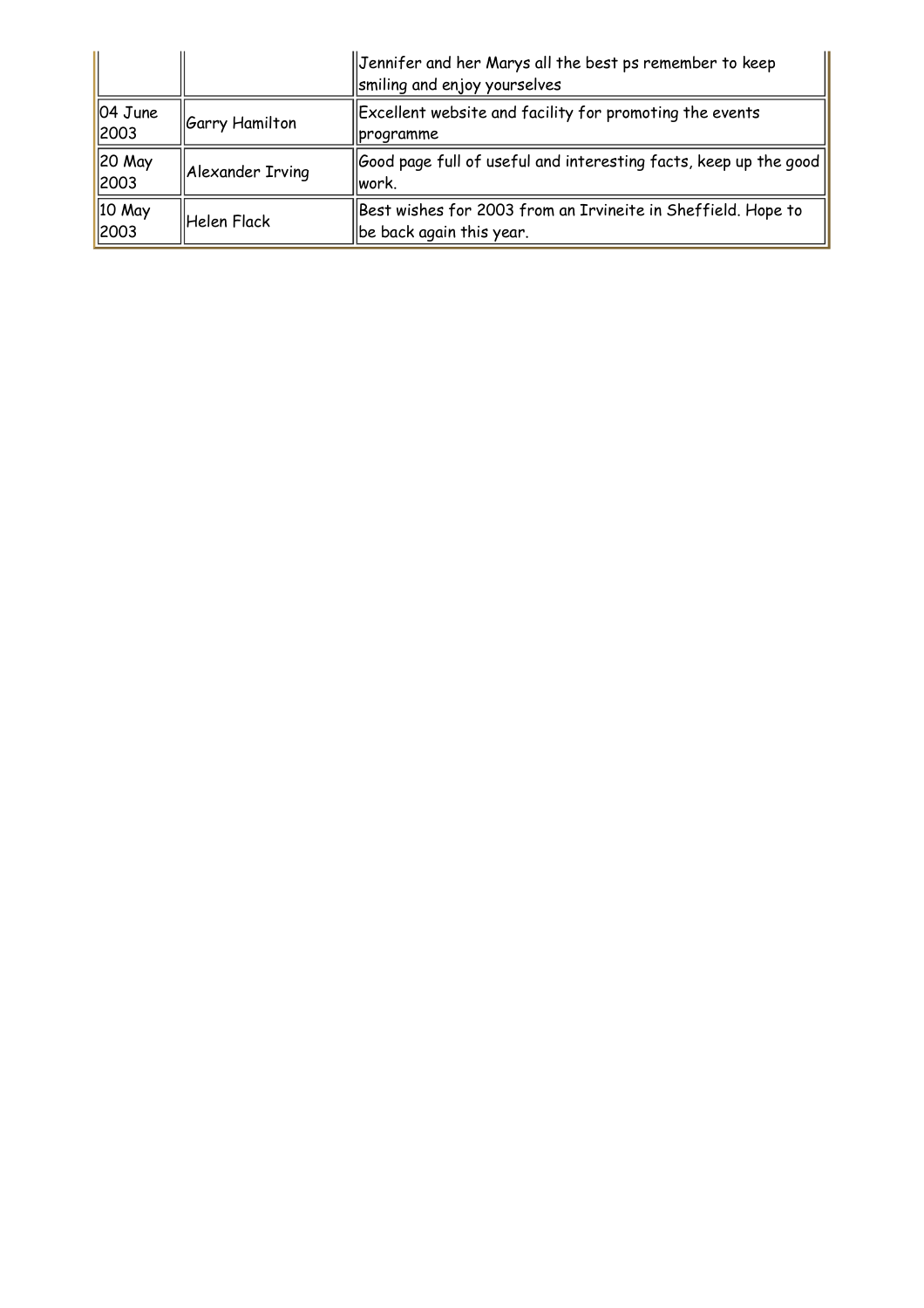| | | |
|---|---|---|
| | | Jennifer and her Marys all the best ps remember to keep smiling and enjoy yourselves |
| 04 June 2003 | Garry Hamilton | Excellent website and facility for promoting the events programme |
| 20 May 2003 | Alexander Irving | Good page full of useful and interesting facts, keep up the good work. |
| 10 May 2003 | Helen Flack | Best wishes for 2003 from an Irvineite in Sheffield. Hope to be back again this year. |